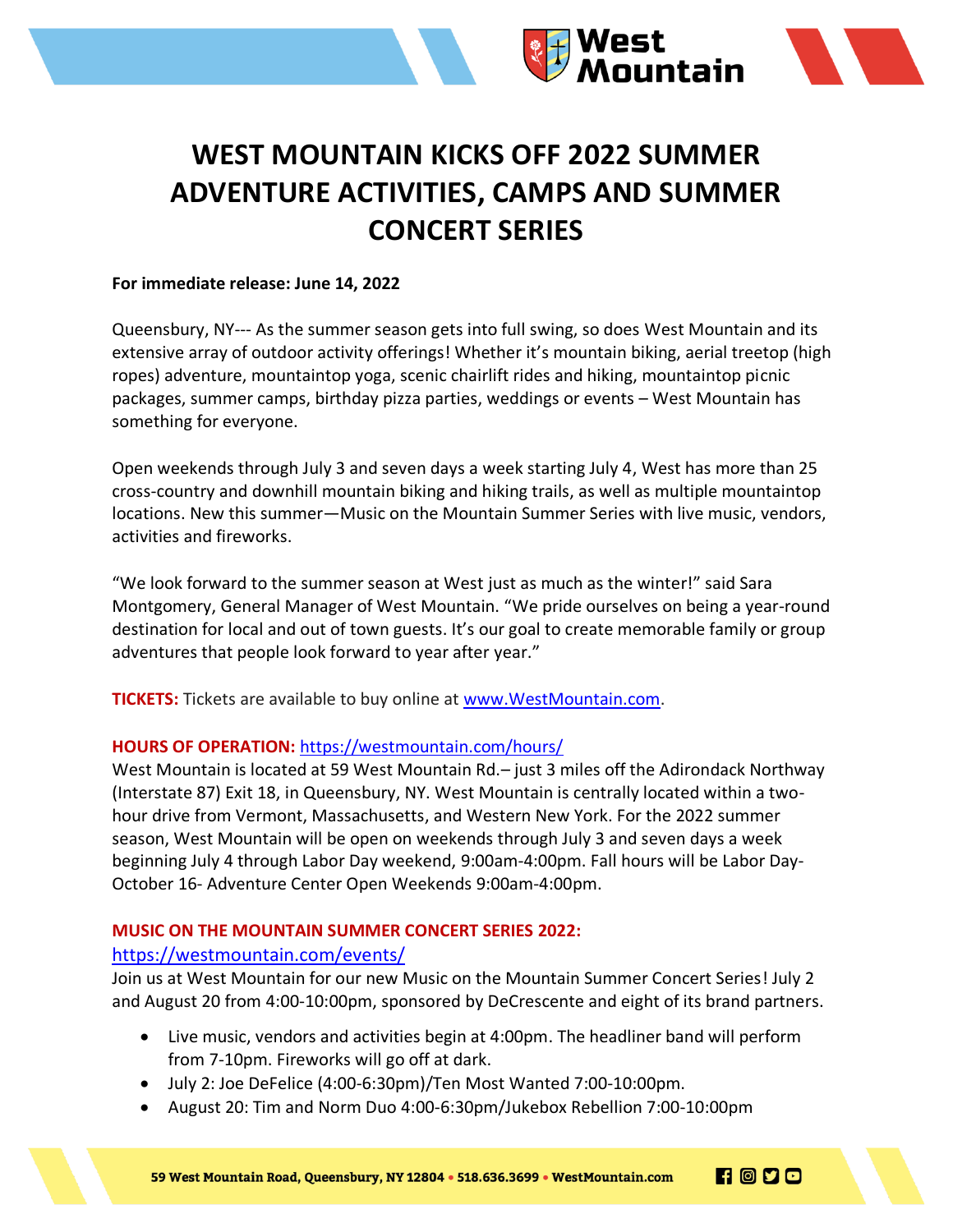# WEST MOUNTAIN KICKS OFF 2022 SUMMER ADVENTURE ACTIVITIES, CAMPS AND SUMMER CONCERT SERIES

**For immediate release: June 14, 2022**

Queensbury, NY--- As the summer season gets into full swing, so does West Mountain and its extensive array of outdoor activity offerings! Whether it's mountain biking, aerial treetop (high ropes) adventure, mountaintop yoga, scenic chairlift rides and hiking, mountaintop picnic packages, summer camps, birthday pizza parties, weddings or events – West Mountain has something for everyone.

Open weekends through July 3 and seven days a week starting July 4, West has more than 25 cross-country and downhill mountain biking and hiking trails, as well as multiple mountaintop locations. New this summer—Music on the Mountain Summer Series with live music, vendors, activities and fireworks.

"We look forward to the summer season at West just as much as the winter!" said Sara Montgomery, General Manager of West Mountain. "We pride ourselves on being a year-round destination for local and out of town guests. It's our goal to create memorable family or group adventures that people look forward to year after year."

**TICKETS:** Tickets are available to buy online at [www.WestMountain.com](www.WestMountain.com).

**HOURS OF OPERATION:** [https://westmountain.com/hours/](https://westmountain.com/hours/)
West Mountain is located at 59 West Mountain Rd.– just 3 miles off the Adirondack Northway (Interstate 87) Exit 18, in Queensbury, NY. West Mountain is centrally located within a two-hour drive from Vermont, Massachusetts, and Western New York. For the 2022 summer season, West Mountain will be open on weekends through July 3 and seven days a week beginning July 4 through Labor Day weekend, 9:00am-4:00pm. Fall hours will be Labor Day-October 16- Adventure Center Open Weekends 9:00am-4:00pm.

**MUSIC ON THE MOUNTAIN SUMMER CONCERT SERIES 2022:**
[https://westmountain.com/events/](https://westmountain.com/events/)
Join us at West Mountain for our new Music on the Mountain Summer Concert Series! July 2 and August 20 from 4:00-10:00pm, sponsored by DeCrescente and eight of its brand partners.

- Live music, vendors and activities begin at 4:00pm. The headliner band will perform from 7-10pm. Fireworks will go off at dark.
- July 2: Joe DeFelice (4:00-6:30pm)/Ten Most Wanted 7:00-10:00pm.
- August 20: Tim and Norm Duo 4:00-6:30pm/Jukebox Rebellion 7:00-10:00pm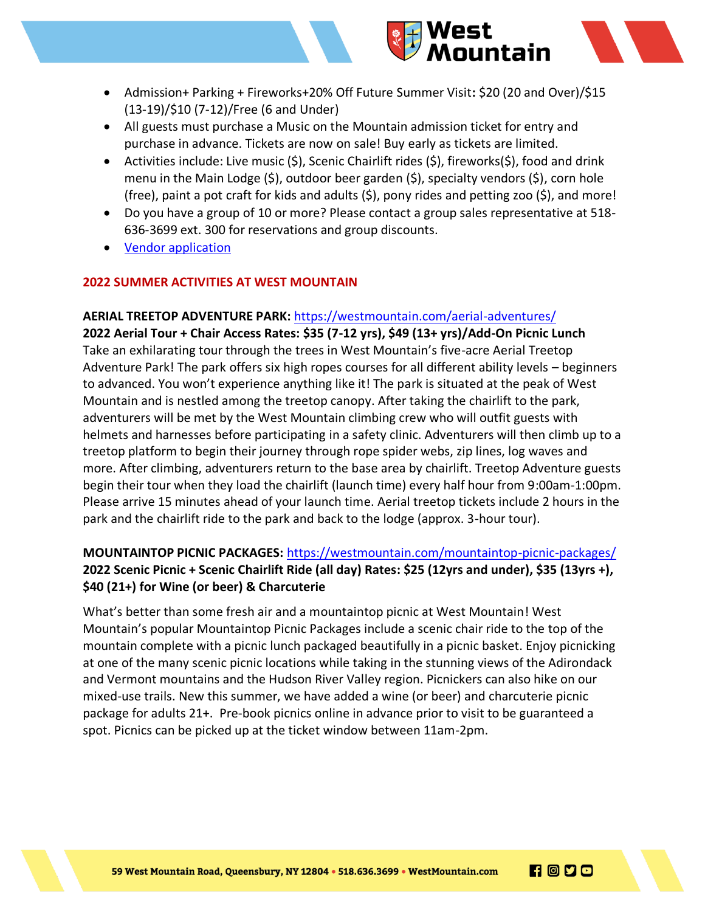- Admission+ Parking + Fireworks+20% Off Future Summer Visit**:** $20 (20 and Over)/$15 (13-19)/$10 (7-12)/Free (6 and Under)
- All guests must purchase a Music on the Mountain admission ticket for entry and purchase in advance. Tickets are now on sale! Buy early as tickets are limited.
- Activities include: Live music ($), Scenic Chairlift rides ($), fireworks($), food and drink menu in the Main Lodge ($), outdoor beer garden ($), specialty vendors ($), corn hole (free), paint a pot craft for kids and adults ($), pony rides and petting zoo ($), and more!
- Do you have a group of 10 or more? Please contact a group sales representative at 518-636-3699 ext. 300 for reservations and group discounts.
- [Vendor application]

## 2022 SUMMER ACTIVITIES AT WEST MOUNTAIN

**AERIAL TREETOP ADVENTURE PARK:** https://westmountain.com/aerial-adventures/
**2022 Aerial Tour + Chair Access Rates: $35 (7-12 yrs), $49 (13+ yrs)/Add-On Picnic Lunch**
Take an exhilarating tour through the trees in West Mountain's five-acre Aerial Treetop Adventure Park! The park offers six high ropes courses for all different ability levels – beginners to advanced. You won't experience anything like it! The park is situated at the peak of West Mountain and is nestled among the treetop canopy. After taking the chairlift to the park, adventurers will be met by the West Mountain climbing crew who will outfit guests with helmets and harnesses before participating in a safety clinic. Adventurers will then climb up to a treetop platform to begin their journey through rope spider webs, zip lines, log waves and more. After climbing, adventurers return to the base area by chairlift. Treetop Adventure guests begin their tour when they load the chairlift (launch time) every half hour from 9:00am-1:00pm. Please arrive 15 minutes ahead of your launch time. Aerial treetop tickets include 2 hours in the park and the chairlift ride to the park and back to the lodge (approx. 3-hour tour).

**MOUNTAINTOP PICNIC PACKAGES:** https://westmountain.com/mountaintop-picnic-packages/
**2022 Scenic Picnic + Scenic Chairlift Ride (all day) Rates: $25 (12yrs and under), $35 (13yrs +), $40 (21+) for Wine (or beer) & Charcuterie**

What's better than some fresh air and a mountaintop picnic at West Mountain! West Mountain's popular Mountaintop Picnic Packages include a scenic chair ride to the top of the mountain complete with a picnic lunch packaged beautifully in a picnic basket. Enjoy picnicking at one of the many scenic picnic locations while taking in the stunning views of the Adirondack and Vermont mountains and the Hudson River Valley region. Picnickers can also hike on our mixed-use trails. New this summer, we have added a wine (or beer) and charcuterie picnic package for adults 21+. Pre-book picnics online in advance prior to visit to be guaranteed a spot. Picnics can be picked up at the ticket window between 11am-2pm.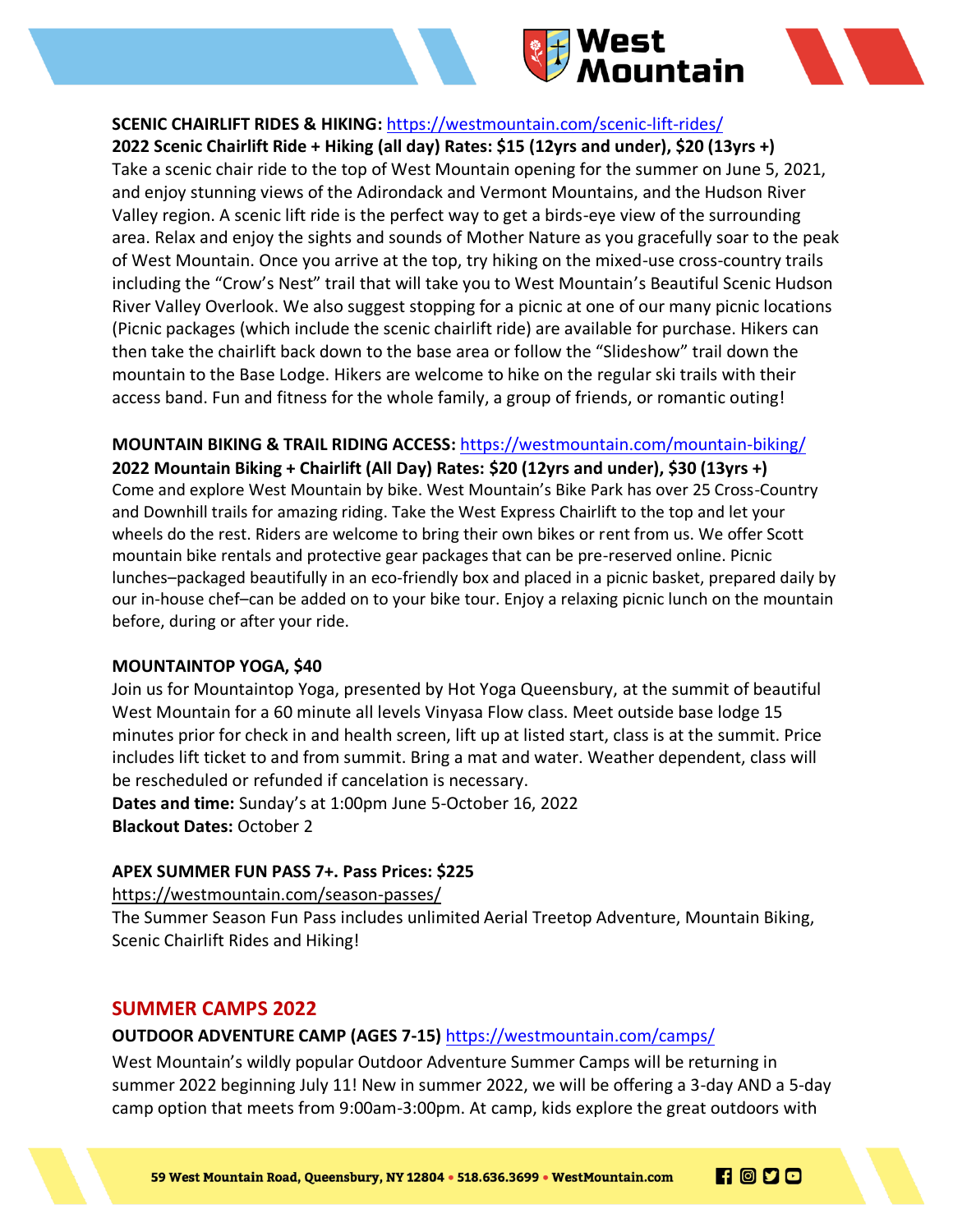**SCENIC CHAIRLIFT RIDES & HIKING:** https://westmountain.com/scenic-lift-rides/

**2022 Scenic Chairlift Ride + Hiking (all day) Rates: $15 (12yrs and under), $20 (13yrs +)**

Take a scenic chair ride to the top of West Mountain opening for the summer on June 5, 2021, and enjoy stunning views of the Adirondack and Vermont Mountains, and the Hudson River Valley region. A scenic lift ride is the perfect way to get a birds-eye view of the surrounding area. Relax and enjoy the sights and sounds of Mother Nature as you gracefully soar to the peak of West Mountain. Once you arrive at the top, try hiking on the mixed-use cross-country trails including the "Crow's Nest" trail that will take you to West Mountain's Beautiful Scenic Hudson River Valley Overlook. We also suggest stopping for a picnic at one of our many picnic locations (Picnic packages (which include the scenic chairlift ride) are available for purchase. Hikers can then take the chairlift back down to the base area or follow the "Slideshow" trail down the mountain to the Base Lodge. Hikers are welcome to hike on the regular ski trails with their access band. Fun and fitness for the whole family, a group of friends, or romantic outing!

**MOUNTAIN BIKING & TRAIL RIDING ACCESS:** https://westmountain.com/mountain-biking/

**2022 Mountain Biking + Chairlift (All Day) Rates: $20 (12yrs and under), $30 (13yrs +)**

Come and explore West Mountain by bike. West Mountain's Bike Park has over 25 Cross-Country and Downhill trails for amazing riding. Take the West Express Chairlift to the top and let your wheels do the rest. Riders are welcome to bring their own bikes or rent from us. We offer Scott mountain bike rentals and protective gear packages that can be pre-reserved online. Picnic lunches–packaged beautifully in an eco-friendly box and placed in a picnic basket, prepared daily by our in-house chef–can be added on to your bike tour. Enjoy a relaxing picnic lunch on the mountain before, during or after your ride.

**MOUNTAINTOP YOGA, $40**

Join us for Mountaintop Yoga, presented by Hot Yoga Queensbury, at the summit of beautiful West Mountain for a 60 minute all levels Vinyasa Flow class. Meet outside base lodge 15 minutes prior for check in and health screen, lift up at listed start, class is at the summit. Price includes lift ticket to and from summit. Bring a mat and water. Weather dependent, class will be rescheduled or refunded if cancelation is necessary.

**Dates and time:** Sunday's at 1:00pm June 5-October 16, 2022

**Blackout Dates:** October 2

**APEX SUMMER FUN PASS 7+. Pass Prices: $225**

https://westmountain.com/season-passes/

The Summer Season Fun Pass includes unlimited Aerial Treetop Adventure, Mountain Biking, Scenic Chairlift Rides and Hiking!

## SUMMER CAMPS 2022

**OUTDOOR ADVENTURE CAMP (AGES 7-15)** https://westmountain.com/camps/

West Mountain's wildly popular Outdoor Adventure Summer Camps will be returning in summer 2022 beginning July 11! New in summer 2022, we will be offering a 3-day AND a 5-day camp option that meets from 9:00am-3:00pm. At camp, kids explore the great outdoors with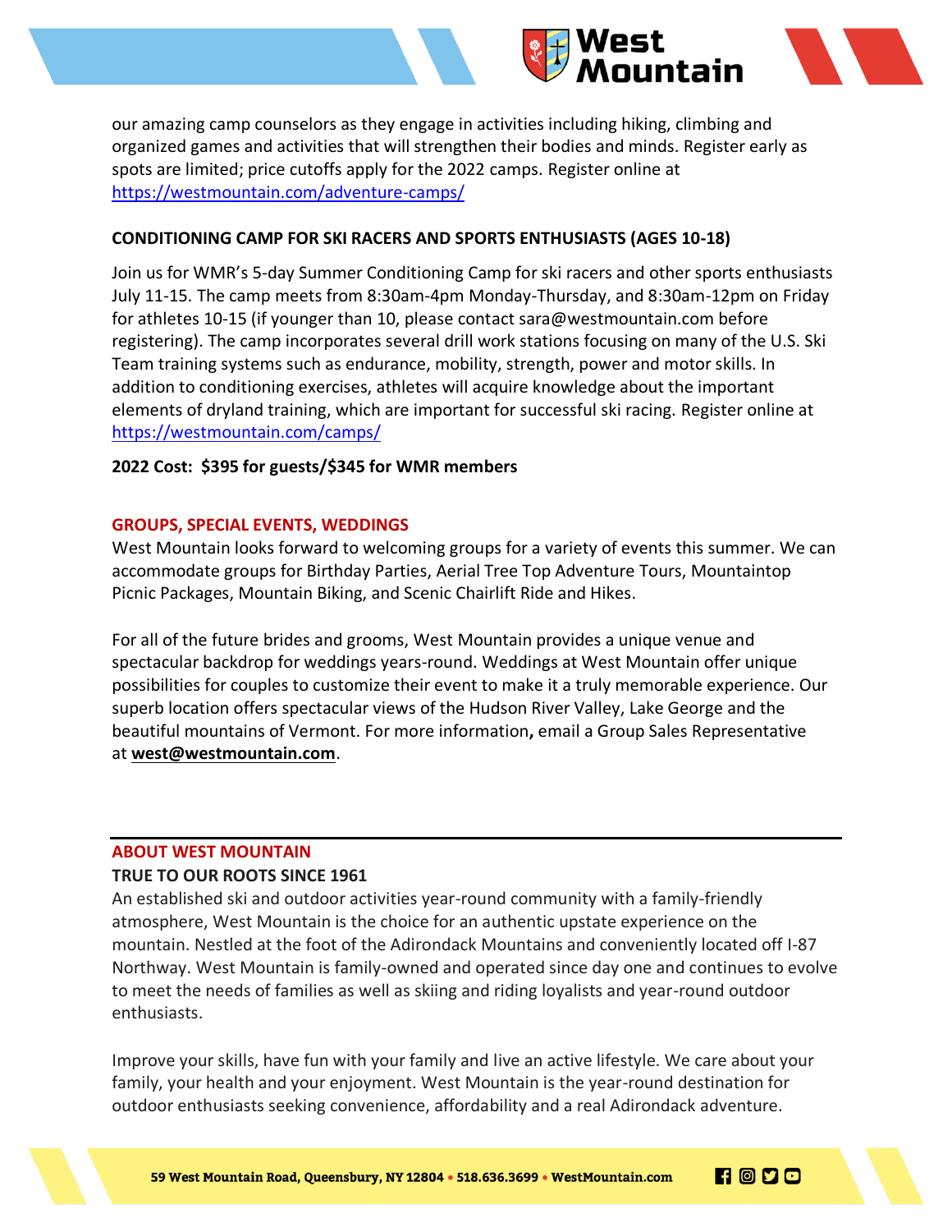our amazing camp counselors as they engage in activities including hiking, climbing and organized games and activities that will strengthen their bodies and minds. Register early as spots are limited; price cutoffs apply for the 2022 camps. Register online at https://westmountain.com/adventure-camps/

**CONDITIONING CAMP FOR SKI RACERS AND SPORTS ENTHUSIASTS (AGES 10-18)**

Join us for WMR's 5-day Summer Conditioning Camp for ski racers and other sports enthusiasts July 11-15. The camp meets from 8:30am-4pm Monday-Thursday, and 8:30am-12pm on Friday for athletes 10-15 (if younger than 10, please contact sara@westmountain.com before registering). The camp incorporates several drill work stations focusing on many of the U.S. Ski Team training systems such as endurance, mobility, strength, power and motor skills. In addition to conditioning exercises, athletes will acquire knowledge about the important elements of dryland training, which are important for successful ski racing. Register online at https://westmountain.com/camps/

**2022 Cost: $395 for guests/$345 for WMR members**

## GROUPS, SPECIAL EVENTS, WEDDINGS

West Mountain looks forward to welcoming groups for a variety of events this summer. We can accommodate groups for Birthday Parties, Aerial Tree Top Adventure Tours, Mountaintop Picnic Packages, Mountain Biking, and Scenic Chairlift Ride and Hikes.

For all of the future brides and grooms, West Mountain provides a unique venue and spectacular backdrop for weddings years-round. Weddings at West Mountain offer unique possibilities for couples to customize their event to make it a truly memorable experience. Our superb location offers spectacular views of the Hudson River Valley, Lake George and the beautiful mountains of Vermont. For more information**,** email a Group Sales Representative at **west@westmountain.com**.

---

## ABOUT WEST MOUNTAIN

### TRUE TO OUR ROOTS SINCE 1961

An established ski and outdoor activities year-round community with a family-friendly atmosphere, West Mountain is the choice for an authentic upstate experience on the mountain. Nestled at the foot of the Adirondack Mountains and conveniently located off I-87 Northway. West Mountain is family-owned and operated since day one and continues to evolve to meet the needs of families as well as skiing and riding loyalists and year-round outdoor enthusiasts.

Improve your skills, have fun with your family and live an active lifestyle. We care about your family, your health and your enjoyment. West Mountain is the year-round destination for outdoor enthusiasts seeking convenience, affordability and a real Adirondack adventure.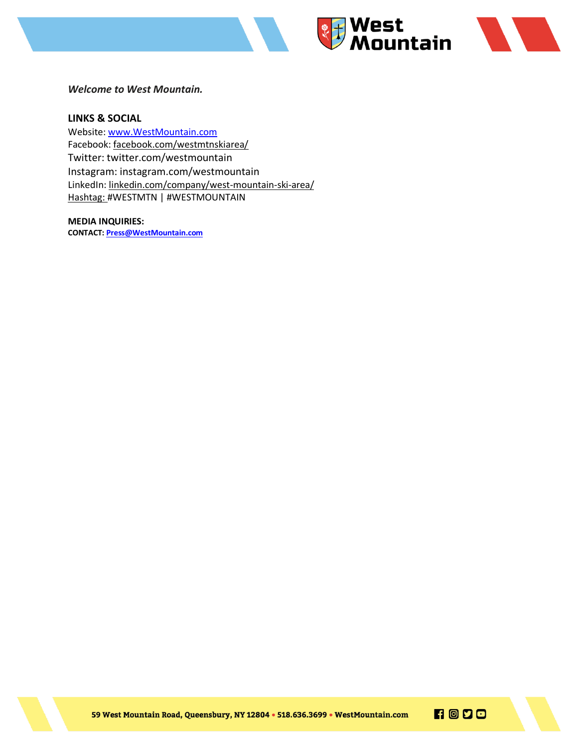***Welcome to West Mountain.***

**LINKS & SOCIAL**

Website: www.WestMountain.com
Facebook: facebook.com/westmtnskiarea/
Twitter: twitter.com/westmountain
Instagram: instagram.com/westmountain
LinkedIn: linkedin.com/company/west-mountain-ski-area/
Hashtag: #WESTMTN | #WESTMOUNTAIN

**MEDIA INQUIRIES:**
**CONTACT: Press@WestMountain.com**